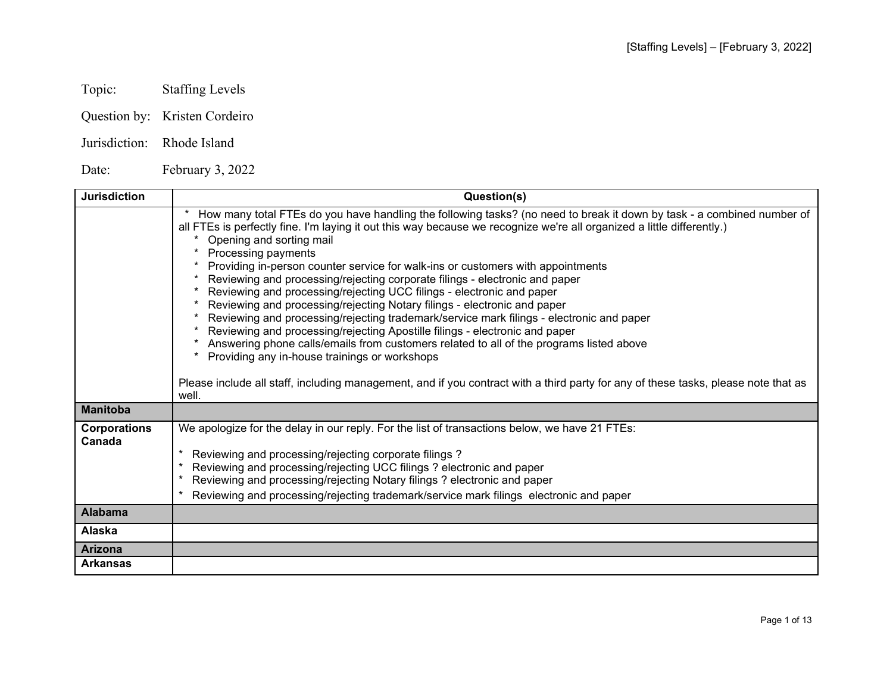Topic: Staffing Levels

Question by: Kristen Cordeiro

Jurisdiction: Rhode Island

Date: February 3, 2022

| Jurisdiction | Question(s) |
|---|---|
| | * How many total FTEs do you have handling the following tasks? (no need to break it down by task - a combined number of all FTEs is perfectly fine. I'm laying it out this way because we recognize we're all organized a little differently.)<br>* Opening and sorting mail<br>* Processing payments<br>* Providing in-person counter service for walk-ins or customers with appointments<br>* Reviewing and processing/rejecting corporate filings - electronic and paper<br>* Reviewing and processing/rejecting UCC filings - electronic and paper<br>* Reviewing and processing/rejecting Notary filings - electronic and paper<br>* Reviewing and processing/rejecting trademark/service mark filings - electronic and paper<br>* Reviewing and processing/rejecting Apostille filings - electronic and paper<br>* Answering phone calls/emails from customers related to all of the programs listed above<br>* Providing any in-house trainings or workshops<br><br>Please include all staff, including management, and if you contract with a third party for any of these tasks, please note that as well. |
| **Manitoba** | |
| **Corporations Canada** | We apologize for the delay in our reply. For the list of transactions below, we have 21 FTEs:<br><br>* Reviewing and processing/rejecting corporate filings ?<br>* Reviewing and processing/rejecting UCC filings ? electronic and paper<br>* Reviewing and processing/rejecting Notary filings ? electronic and paper<br>* Reviewing and processing/rejecting trademark/service mark filings electronic and paper |
| **Alabama** | |
| **Alaska** | |
| **Arizona** | |
| **Arkansas** | |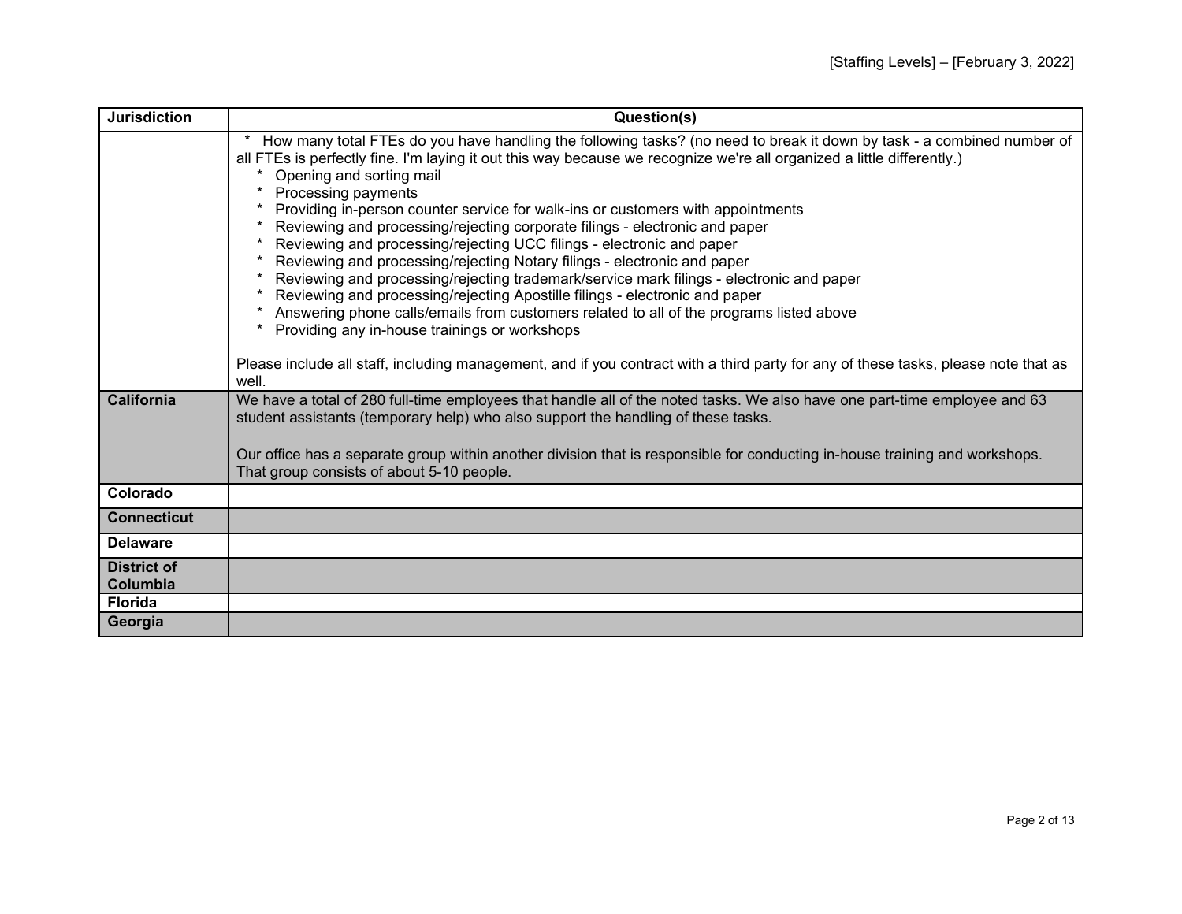| Jurisdiction | Question(s) |
| --- | --- |
| | * How many total FTEs do you have handling the following tasks? (no need to break it down by task - a combined number of all FTEs is perfectly fine. I'm laying it out this way because we recognize we're all organized a little differently.)<br>* Opening and sorting mail<br>* Processing payments<br>* Providing in-person counter service for walk-ins or customers with appointments<br>* Reviewing and processing/rejecting corporate filings - electronic and paper<br>* Reviewing and processing/rejecting UCC filings - electronic and paper<br>* Reviewing and processing/rejecting Notary filings - electronic and paper<br>* Reviewing and processing/rejecting trademark/service mark filings - electronic and paper<br>* Reviewing and processing/rejecting Apostille filings - electronic and paper<br>* Answering phone calls/emails from customers related to all of the programs listed above<br>* Providing any in-house trainings or workshops<br><br>Please include all staff, including management, and if you contract with a third party for any of these tasks, please note that as well. |
| **California** | We have a total of 280 full-time employees that handle all of the noted tasks. We also have one part-time employee and 63 student assistants (temporary help) who also support the handling of these tasks.<br><br>Our office has a separate group within another division that is responsible for conducting in-house training and workshops. That group consists of about 5-10 people. |
| **Colorado** | |
| **Connecticut** | |
| **Delaware** | |
| **District of Columbia** | |
| **Florida** | |
| **Georgia** | |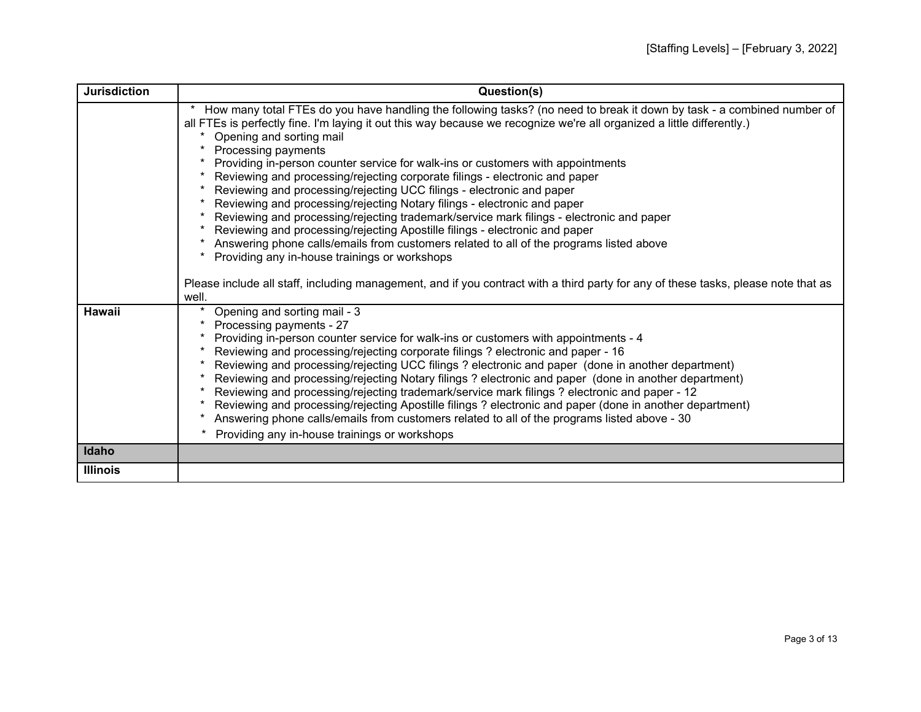| Jurisdiction | Question(s) |
| --- | --- |
| | * How many total FTEs do you have handling the following tasks? (no need to break it down by task - a combined number of all FTEs is perfectly fine. I'm laying it out this way because we recognize we're all organized a little differently.)<br>* Opening and sorting mail<br>* Processing payments<br>* Providing in-person counter service for walk-ins or customers with appointments<br>* Reviewing and processing/rejecting corporate filings - electronic and paper<br>* Reviewing and processing/rejecting UCC filings - electronic and paper<br>* Reviewing and processing/rejecting Notary filings - electronic and paper<br>* Reviewing and processing/rejecting trademark/service mark filings - electronic and paper<br>* Reviewing and processing/rejecting Apostille filings - electronic and paper<br>* Answering phone calls/emails from customers related to all of the programs listed above<br>* Providing any in-house trainings or workshops<br><br>Please include all staff, including management, and if you contract with a third party for any of these tasks, please note that as well. |
| **Hawaii** | * Opening and sorting mail - 3<br>* Processing payments - 27<br>* Providing in-person counter service for walk-ins or customers with appointments - 4<br>* Reviewing and processing/rejecting corporate filings ? electronic and paper - 16<br>* Reviewing and processing/rejecting UCC filings ? electronic and paper (done in another department)<br>* Reviewing and processing/rejecting Notary filings ? electronic and paper (done in another department)<br>* Reviewing and processing/rejecting trademark/service mark filings ? electronic and paper - 12<br>* Reviewing and processing/rejecting Apostille filings ? electronic and paper (done in another department)<br>* Answering phone calls/emails from customers related to all of the programs listed above - 30<br>* Providing any in-house trainings or workshops |
| **Idaho** | |
| **Illinois** | |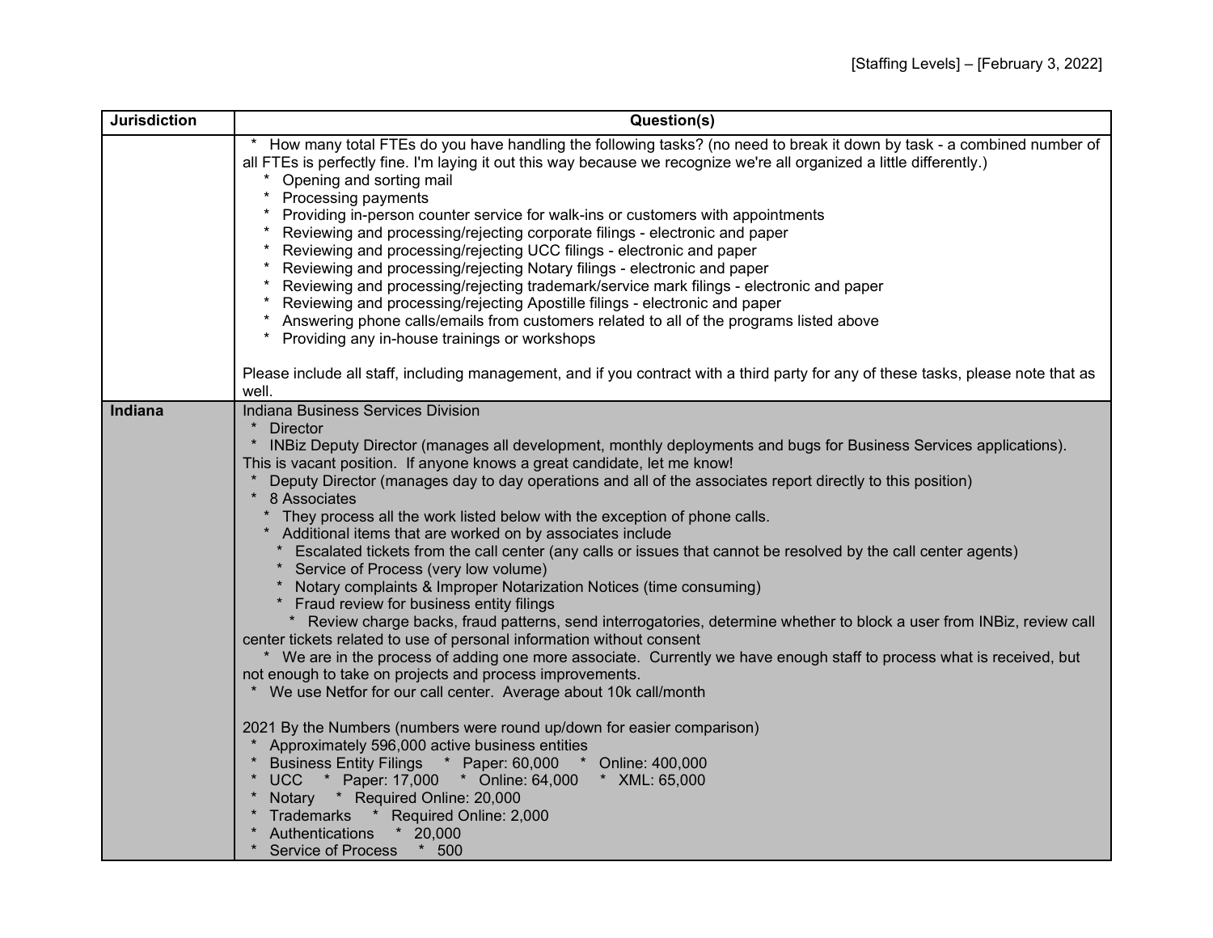| Jurisdiction | Question(s) |
| --- | --- |
| | * How many total FTEs do you have handling the following tasks? (no need to break it down by task - a combined number of all FTEs is perfectly fine. I'm laying it out this way because we recognize we're all organized a little differently.)<br>* Opening and sorting mail<br>* Processing payments<br>* Providing in-person counter service for walk-ins or customers with appointments<br>* Reviewing and processing/rejecting corporate filings - electronic and paper<br>* Reviewing and processing/rejecting UCC filings - electronic and paper<br>* Reviewing and processing/rejecting Notary filings - electronic and paper<br>* Reviewing and processing/rejecting trademark/service mark filings - electronic and paper<br>* Reviewing and processing/rejecting Apostille filings - electronic and paper<br>* Answering phone calls/emails from customers related to all of the programs listed above<br>* Providing any in-house trainings or workshops<br><br>Please include all staff, including management, and if you contract with a third party for any of these tasks, please note that as well. |
| **Indiana** | Indiana Business Services Division<br>* Director<br>* INBiz Deputy Director (manages all development, monthly deployments and bugs for Business Services applications). This is vacant position. If anyone knows a great candidate, let me know!<br>* Deputy Director (manages day to day operations and all of the associates report directly to this position)<br>* 8 Associates<br>* They process all the work listed below with the exception of phone calls.<br>* Additional items that are worked on by associates include<br>* Escalated tickets from the call center (any calls or issues that cannot be resolved by the call center agents)<br>* Service of Process (very low volume)<br>* Notary complaints & Improper Notarization Notices (time consuming)<br>* Fraud review for business entity filings<br>* Review charge backs, fraud patterns, send interrogatories, determine whether to block a user from INBiz, review call center tickets related to use of personal information without consent<br>* We are in the process of adding one more associate. Currently we have enough staff to process what is received, but not enough to take on projects and process improvements.<br>* We use Netfor for our call center. Average about 10k call/month<br><br>2021 By the Numbers (numbers were round up/down for easier comparison)<br>* Approximately 596,000 active business entities<br>* Business Entity Filings * Paper: 60,000 * Online: 400,000<br>* UCC * Paper: 17,000 * Online: 64,000 * XML: 65,000<br>* Notary * Required Online: 20,000<br>* Trademarks * Required Online: 2,000<br>* Authentications * 20,000<br>* Service of Process * 500 |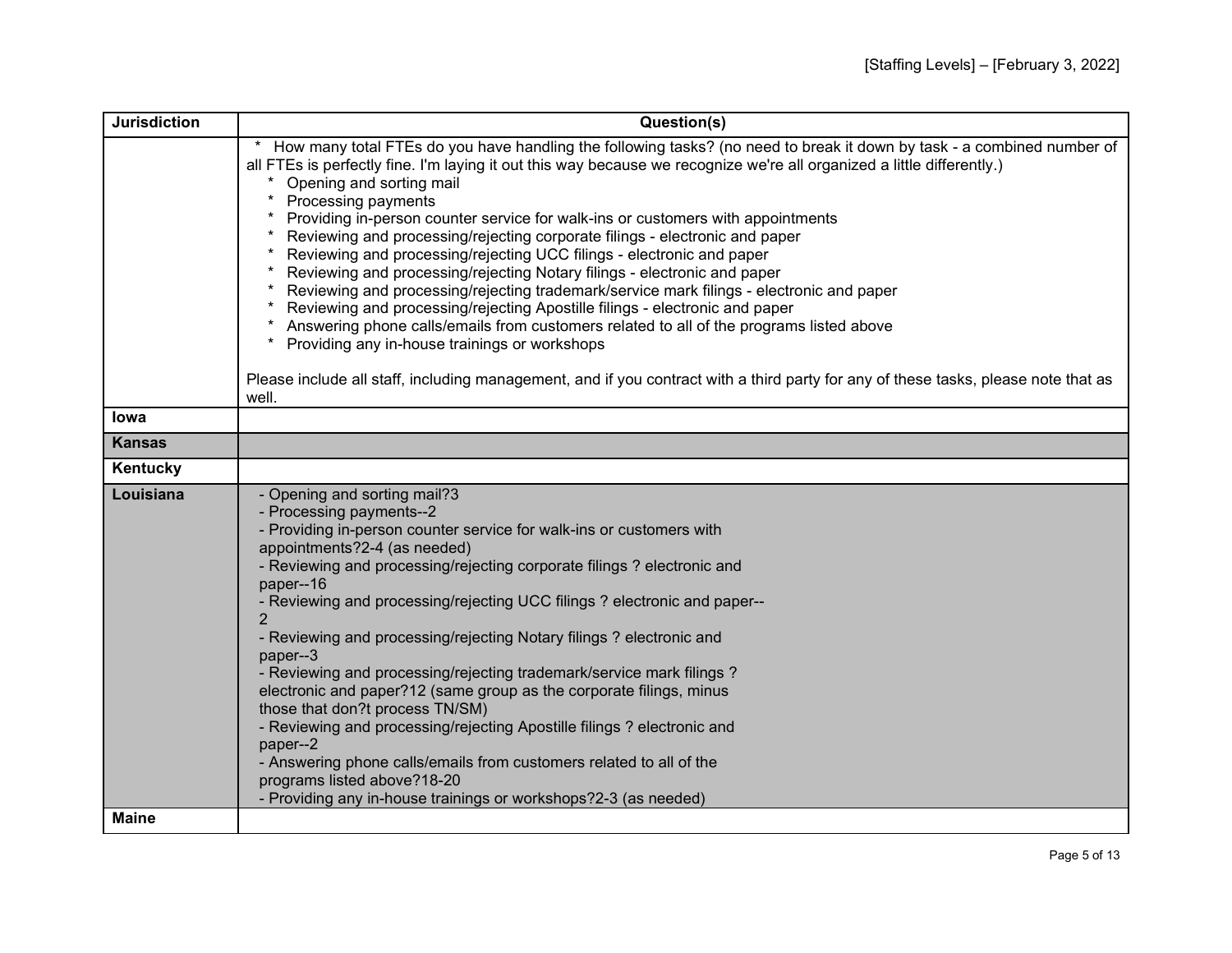| Jurisdiction | Question(s) |
| --- | --- |
| | * How many total FTEs do you have handling the following tasks? (no need to break it down by task - a combined number of all FTEs is perfectly fine. I'm laying it out this way because we recognize we're all organized a little differently.)<br>* Opening and sorting mail<br>* Processing payments<br>* Providing in-person counter service for walk-ins or customers with appointments<br>* Reviewing and processing/rejecting corporate filings - electronic and paper<br>* Reviewing and processing/rejecting UCC filings - electronic and paper<br>* Reviewing and processing/rejecting Notary filings - electronic and paper<br>* Reviewing and processing/rejecting trademark/service mark filings - electronic and paper<br>* Reviewing and processing/rejecting Apostille filings - electronic and paper<br>* Answering phone calls/emails from customers related to all of the programs listed above<br>* Providing any in-house trainings or workshops<br><br>Please include all staff, including management, and if you contract with a third party for any of these tasks, please note that as well. |
| **Iowa** | |
| **Kansas** | |
| **Kentucky** | |
| **Louisiana** | - Opening and sorting mail?3<br>- Processing payments--2<br>- Providing in-person counter service for walk-ins or customers with appointments?2-4 (as needed)<br>- Reviewing and processing/rejecting corporate filings ? electronic and paper--16<br>- Reviewing and processing/rejecting UCC filings ? electronic and paper--2<br>- Reviewing and processing/rejecting Notary filings ? electronic and paper--3<br>- Reviewing and processing/rejecting trademark/service mark filings ? electronic and paper?12 (same group as the corporate filings, minus those that don?t process TN/SM)<br>- Reviewing and processing/rejecting Apostille filings ? electronic and paper--2<br>- Answering phone calls/emails from customers related to all of the programs listed above?18-20<br>- Providing any in-house trainings or workshops?2-3 (as needed) |
| **Maine** | |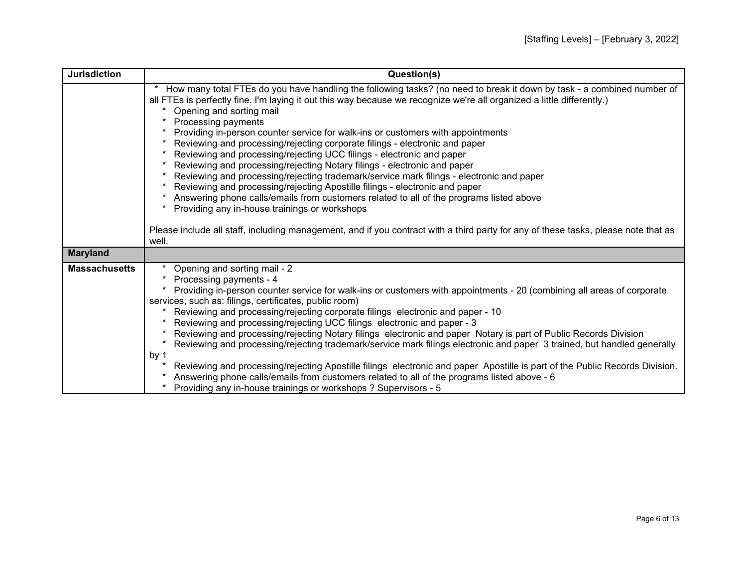| Jurisdiction | Question(s) |
|---|---|
| | * How many total FTEs do you have handling the following tasks? (no need to break it down by task - a combined number of all FTEs is perfectly fine. I'm laying it out this way because we recognize we're all organized a little differently.)<br>* Opening and sorting mail<br>* Processing payments<br>* Providing in-person counter service for walk-ins or customers with appointments<br>* Reviewing and processing/rejecting corporate filings - electronic and paper<br>* Reviewing and processing/rejecting UCC filings - electronic and paper<br>* Reviewing and processing/rejecting Notary filings - electronic and paper<br>* Reviewing and processing/rejecting trademark/service mark filings - electronic and paper<br>* Reviewing and processing/rejecting Apostille filings - electronic and paper<br>* Answering phone calls/emails from customers related to all of the programs listed above<br>* Providing any in-house trainings or workshops<br><br>Please include all staff, including management, and if you contract with a third party for any of these tasks, please note that as well. |
| **Maryland** | |
| **Massachusetts** | * Opening and sorting mail - 2<br>* Processing payments - 4<br>* Providing in-person counter service for walk-ins or customers with appointments - 20 (combining all areas of corporate services, such as: filings, certificates, public room)<br>* Reviewing and processing/rejecting corporate filings electronic and paper - 10<br>* Reviewing and processing/rejecting UCC filings electronic and paper - 3<br>* Reviewing and processing/rejecting Notary filings electronic and paper Notary is part of Public Records Division<br>* Reviewing and processing/rejecting trademark/service mark filings electronic and paper 3 trained, but handled generally by 1<br>* Reviewing and processing/rejecting Apostille filings electronic and paper Apostille is part of the Public Records Division.<br>* Answering phone calls/emails from customers related to all of the programs listed above - 6<br>* Providing any in-house trainings or workshops ? Supervisors - 5 |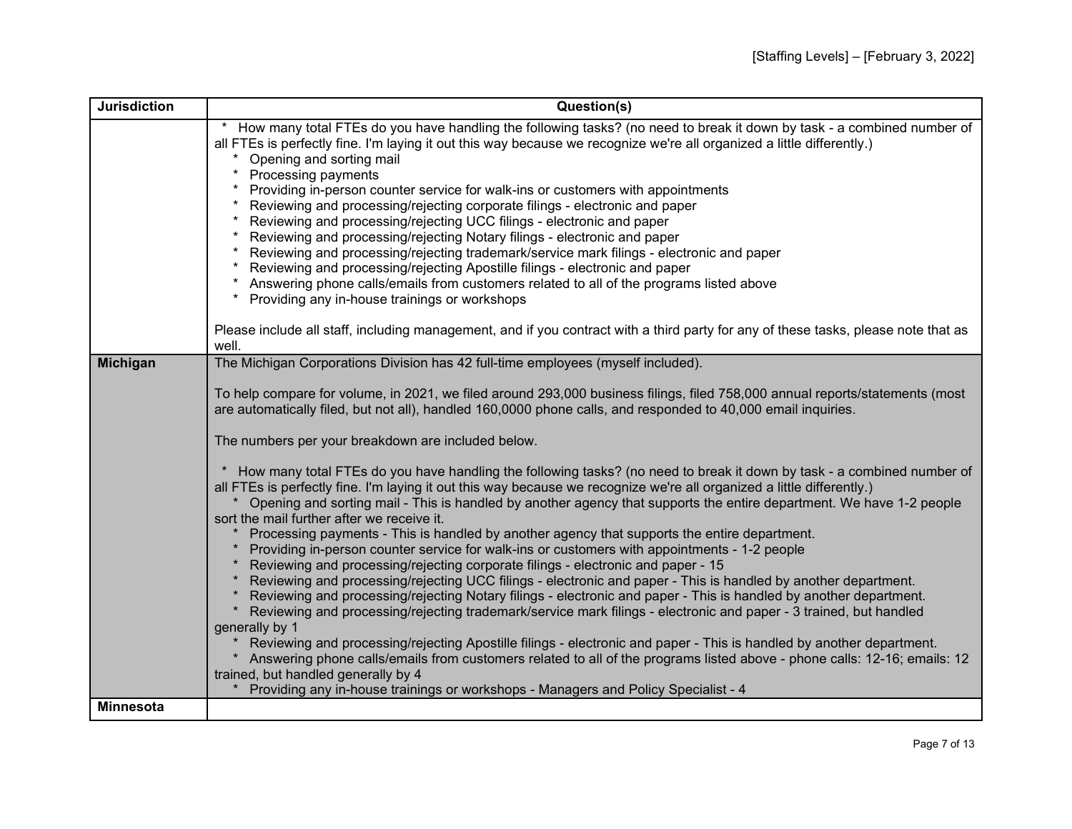| Jurisdiction | Question(s) |
|---|---|
| | * How many total FTEs do you have handling the following tasks? (no need to break it down by task - a combined number of all FTEs is perfectly fine. I'm laying it out this way because we recognize we're all organized a little differently.)<br>* Opening and sorting mail<br>* Processing payments<br>* Providing in-person counter service for walk-ins or customers with appointments<br>* Reviewing and processing/rejecting corporate filings - electronic and paper<br>* Reviewing and processing/rejecting UCC filings - electronic and paper<br>* Reviewing and processing/rejecting Notary filings - electronic and paper<br>* Reviewing and processing/rejecting trademark/service mark filings - electronic and paper<br>* Reviewing and processing/rejecting Apostille filings - electronic and paper<br>* Answering phone calls/emails from customers related to all of the programs listed above<br>* Providing any in-house trainings or workshops<br><br>Please include all staff, including management, and if you contract with a third party for any of these tasks, please note that as well. |
| **Michigan** | The Michigan Corporations Division has 42 full-time employees (myself included).<br><br>To help compare for volume, in 2021, we filed around 293,000 business filings, filed 758,000 annual reports/statements (most are automatically filed, but not all), handled 160,0000 phone calls, and responded to 40,000 email inquiries.<br><br>The numbers per your breakdown are included below.<br><br>* How many total FTEs do you have handling the following tasks? (no need to break it down by task - a combined number of all FTEs is perfectly fine. I'm laying it out this way because we recognize we're all organized a little differently.)<br>* Opening and sorting mail - This is handled by another agency that supports the entire department. We have 1-2 people sort the mail further after we receive it.<br>* Processing payments - This is handled by another agency that supports the entire department.<br>* Providing in-person counter service for walk-ins or customers with appointments - 1-2 people<br>* Reviewing and processing/rejecting corporate filings - electronic and paper - 15<br>* Reviewing and processing/rejecting UCC filings - electronic and paper - This is handled by another department.<br>* Reviewing and processing/rejecting Notary filings - electronic and paper - This is handled by another department.<br>* Reviewing and processing/rejecting trademark/service mark filings - electronic and paper - 3 trained, but handled generally by 1<br>* Reviewing and processing/rejecting Apostille filings - electronic and paper - This is handled by another department.<br>* Answering phone calls/emails from customers related to all of the programs listed above - phone calls: 12-16; emails: 12 trained, but handled generally by 4<br>* Providing any in-house trainings or workshops - Managers and Policy Specialist - 4 |
| **Minnesota** | |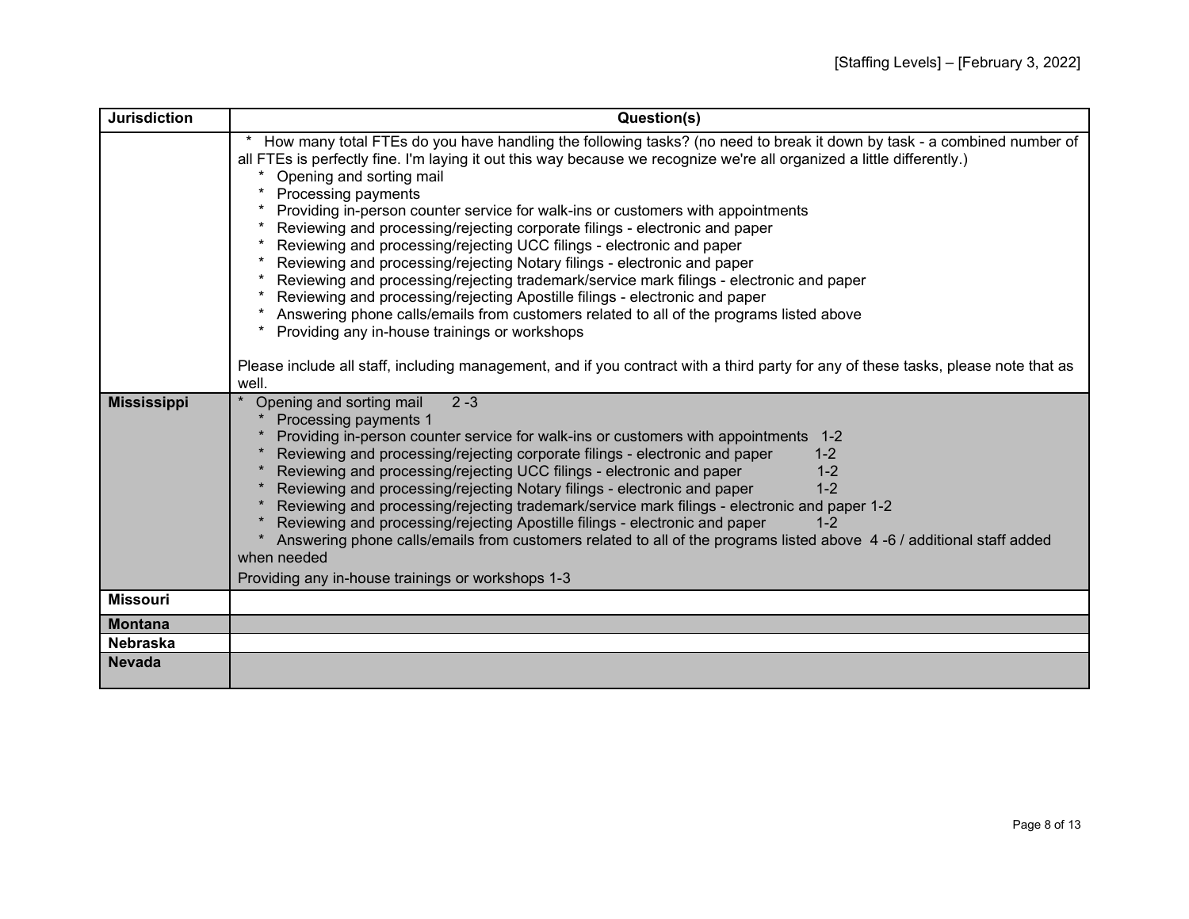| Jurisdiction | Question(s) |
|---|---|
| | * How many total FTEs do you have handling the following tasks? (no need to break it down by task - a combined number of all FTEs is perfectly fine. I'm laying it out this way because we recognize we're all organized a little differently.)<br>* Opening and sorting mail<br>* Processing payments<br>* Providing in-person counter service for walk-ins or customers with appointments<br>* Reviewing and processing/rejecting corporate filings - electronic and paper<br>* Reviewing and processing/rejecting UCC filings - electronic and paper<br>* Reviewing and processing/rejecting Notary filings - electronic and paper<br>* Reviewing and processing/rejecting trademark/service mark filings - electronic and paper<br>* Reviewing and processing/rejecting Apostille filings - electronic and paper<br>* Answering phone calls/emails from customers related to all of the programs listed above<br>* Providing any in-house trainings or workshops<br><br>Please include all staff, including management, and if you contract with a third party for any of these tasks, please note that as well. |
| **Mississippi** | * Opening and sorting mail 2 -3<br>* Processing payments 1<br>* Providing in-person counter service for walk-ins or customers with appointments 1-2<br>* Reviewing and processing/rejecting corporate filings - electronic and paper 1-2<br>* Reviewing and processing/rejecting UCC filings - electronic and paper 1-2<br>* Reviewing and processing/rejecting Notary filings - electronic and paper 1-2<br>* Reviewing and processing/rejecting trademark/service mark filings - electronic and paper 1-2<br>* Reviewing and processing/rejecting Apostille filings - electronic and paper 1-2<br>* Answering phone calls/emails from customers related to all of the programs listed above 4 -6 / additional staff added when needed<br>Providing any in-house trainings or workshops 1-3 |
| **Missouri** | |
| **Montana** | |
| **Nebraska** | |
| **Nevada** | |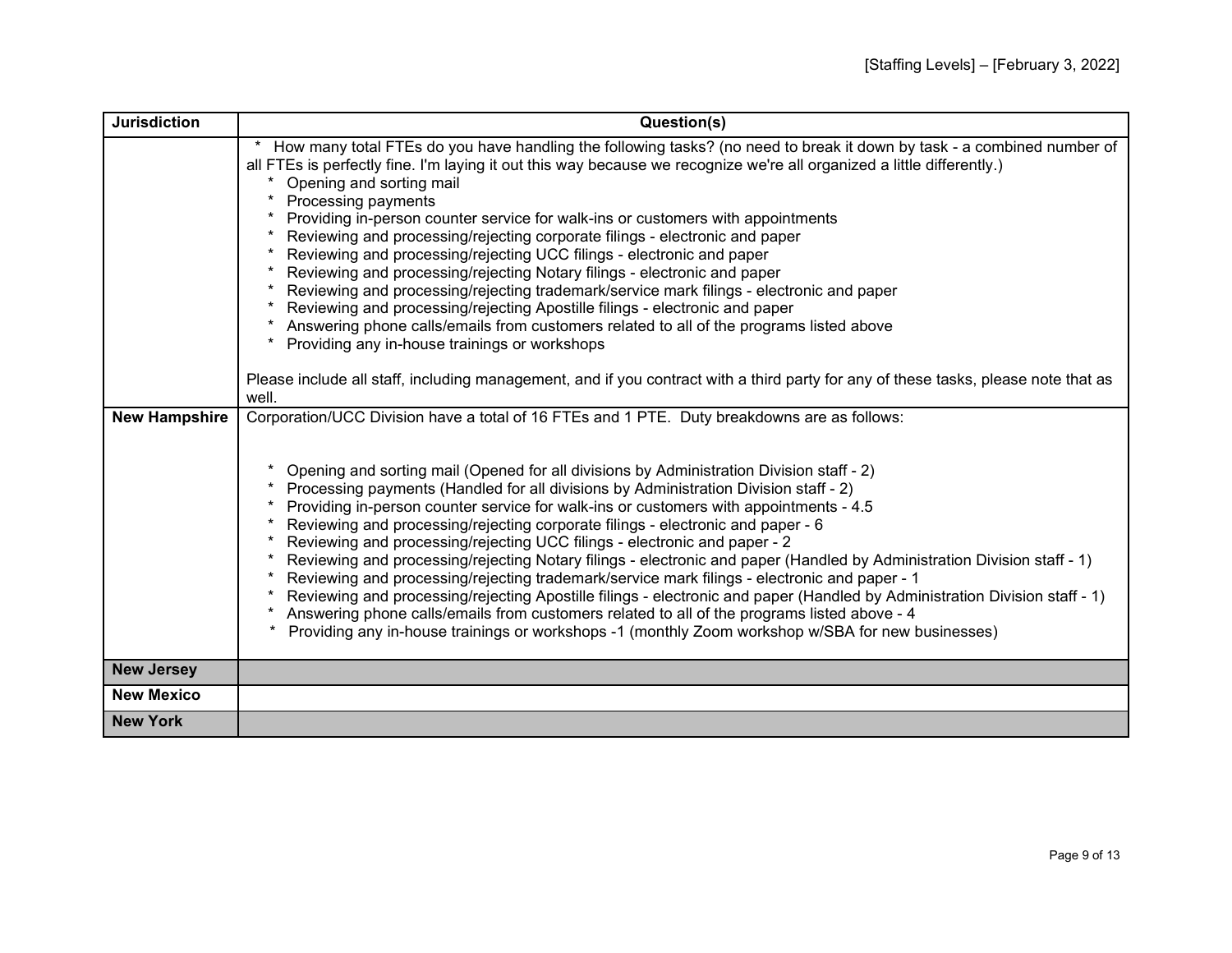| Jurisdiction | Question(s) |
|---|---|
| | * How many total FTEs do you have handling the following tasks? (no need to break it down by task - a combined number of all FTEs is perfectly fine. I'm laying it out this way because we recognize we're all organized a little differently.)<br>* Opening and sorting mail<br>* Processing payments<br>* Providing in-person counter service for walk-ins or customers with appointments<br>* Reviewing and processing/rejecting corporate filings - electronic and paper<br>* Reviewing and processing/rejecting UCC filings - electronic and paper<br>* Reviewing and processing/rejecting Notary filings - electronic and paper<br>* Reviewing and processing/rejecting trademark/service mark filings - electronic and paper<br>* Reviewing and processing/rejecting Apostille filings - electronic and paper<br>* Answering phone calls/emails from customers related to all of the programs listed above<br>* Providing any in-house trainings or workshops<br><br>Please include all staff, including management, and if you contract with a third party for any of these tasks, please note that as well. |
| **New Hampshire** | Corporation/UCC Division have a total of 16 FTEs and 1 PTE. Duty breakdowns are as follows:<br><br>* Opening and sorting mail (Opened for all divisions by Administration Division staff - 2)<br>* Processing payments (Handled for all divisions by Administration Division staff - 2)<br>* Providing in-person counter service for walk-ins or customers with appointments - 4.5<br>* Reviewing and processing/rejecting corporate filings - electronic and paper - 6<br>* Reviewing and processing/rejecting UCC filings - electronic and paper - 2<br>* Reviewing and processing/rejecting Notary filings - electronic and paper (Handled by Administration Division staff - 1)<br>* Reviewing and processing/rejecting trademark/service mark filings - electronic and paper - 1<br>* Reviewing and processing/rejecting Apostille filings - electronic and paper (Handled by Administration Division staff - 1)<br>* Answering phone calls/emails from customers related to all of the programs listed above - 4<br>* Providing any in-house trainings or workshops -1 (monthly Zoom workshop w/SBA for new businesses) |
| **New Jersey** | |
| **New Mexico** | |
| **New York** | |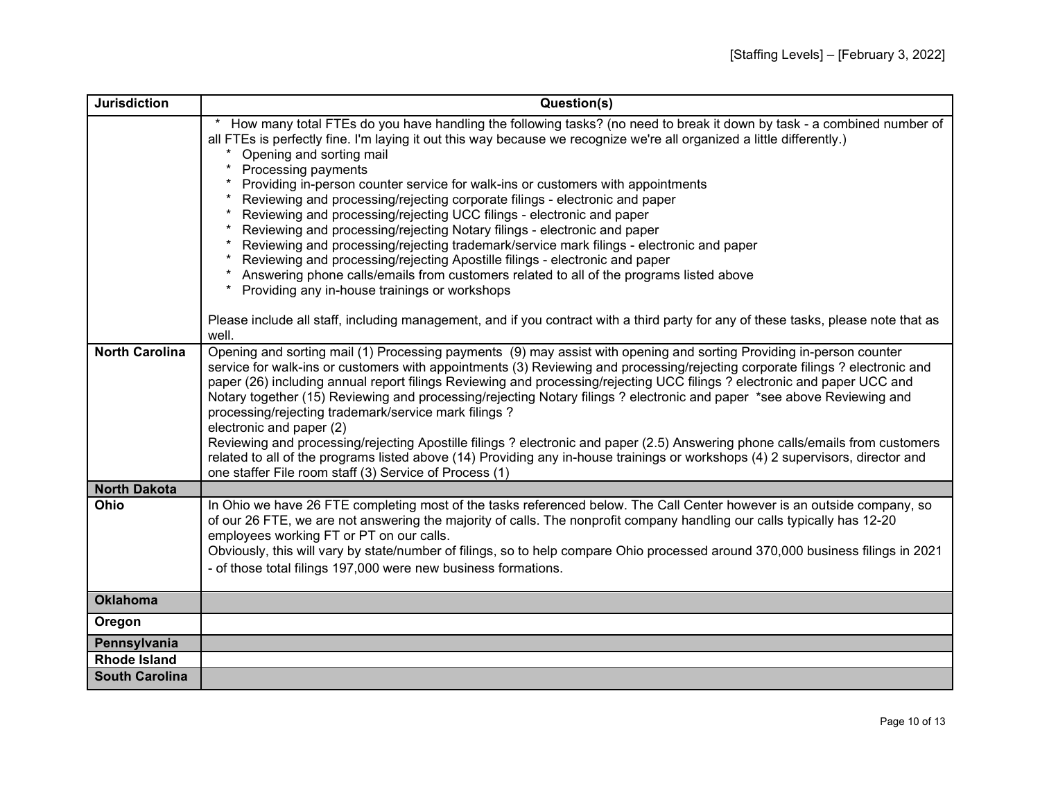| Jurisdiction | Question(s) |
|---|---|
| | * How many total FTEs do you have handling the following tasks? (no need to break it down by task - a combined number of all FTEs is perfectly fine. I'm laying it out this way because we recognize we're all organized a little differently.)<br>* Opening and sorting mail<br>* Processing payments<br>* Providing in-person counter service for walk-ins or customers with appointments<br>* Reviewing and processing/rejecting corporate filings - electronic and paper<br>* Reviewing and processing/rejecting UCC filings - electronic and paper<br>* Reviewing and processing/rejecting Notary filings - electronic and paper<br>* Reviewing and processing/rejecting trademark/service mark filings - electronic and paper<br>* Reviewing and processing/rejecting Apostille filings - electronic and paper<br>* Answering phone calls/emails from customers related to all of the programs listed above<br>* Providing any in-house trainings or workshops<br><br>Please include all staff, including management, and if you contract with a third party for any of these tasks, please note that as well. |
| **North Carolina** | Opening and sorting mail (1) Processing payments (9) may assist with opening and sorting Providing in-person counter service for walk-ins or customers with appointments (3) Reviewing and processing/rejecting corporate filings ? electronic and paper (26) including annual report filings Reviewing and processing/rejecting UCC filings ? electronic and paper UCC and Notary together (15) Reviewing and processing/rejecting Notary filings ? electronic and paper *see above Reviewing and processing/rejecting trademark/service mark filings ?<br>electronic and paper (2)<br>Reviewing and processing/rejecting Apostille filings ? electronic and paper (2.5) Answering phone calls/emails from customers related to all of the programs listed above (14) Providing any in-house trainings or workshops (4) 2 supervisors, director and one staffer File room staff (3) Service of Process (1) |
| **North Dakota** | |
| **Ohio** | In Ohio we have 26 FTE completing most of the tasks referenced below. The Call Center however is an outside company, so of our 26 FTE, we are not answering the majority of calls. The nonprofit company handling our calls typically has 12-20 employees working FT or PT on our calls.<br>Obviously, this will vary by state/number of filings, so to help compare Ohio processed around 370,000 business filings in 2021 - of those total filings 197,000 were new business formations. |
| **Oklahoma** | |
| **Oregon** | |
| **Pennsylvania** | |
| **Rhode Island** | |
| **South Carolina** | |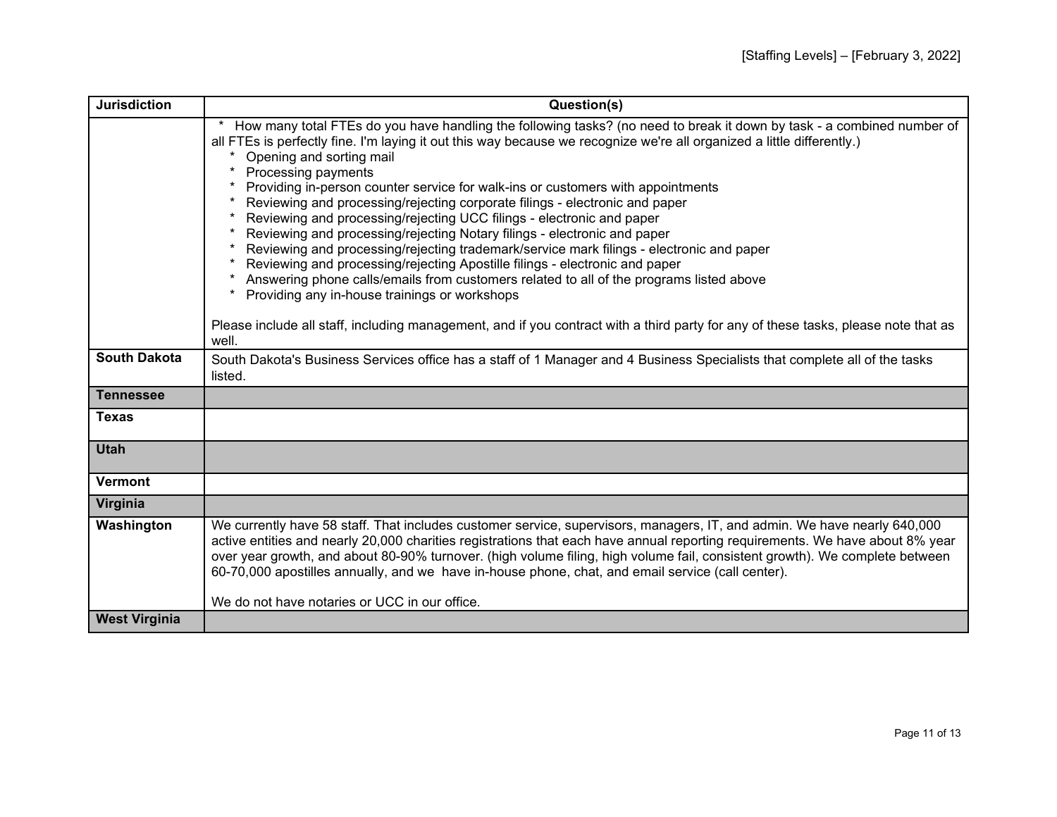| Jurisdiction | Question(s) |
| --- | --- |
| | * How many total FTEs do you have handling the following tasks? (no need to break it down by task - a combined number of all FTEs is perfectly fine. I'm laying it out this way because we recognize we're all organized a little differently.)<br>* Opening and sorting mail<br>* Processing payments<br>* Providing in-person counter service for walk-ins or customers with appointments<br>* Reviewing and processing/rejecting corporate filings - electronic and paper<br>* Reviewing and processing/rejecting UCC filings - electronic and paper<br>* Reviewing and processing/rejecting Notary filings - electronic and paper<br>* Reviewing and processing/rejecting trademark/service mark filings - electronic and paper<br>* Reviewing and processing/rejecting Apostille filings - electronic and paper<br>* Answering phone calls/emails from customers related to all of the programs listed above<br>* Providing any in-house trainings or workshops<br><br>Please include all staff, including management, and if you contract with a third party for any of these tasks, please note that as well. |
| **South Dakota** | South Dakota's Business Services office has a staff of 1 Manager and 4 Business Specialists that complete all of the tasks listed. |
| **Tennessee** | |
| **Texas** | |
| **Utah** | |
| **Vermont** | |
| **Virginia** | |
| **Washington** | We currently have 58 staff. That includes customer service, supervisors, managers, IT, and admin. We have nearly 640,000 active entities and nearly 20,000 charities registrations that each have annual reporting requirements. We have about 8% year over year growth, and about 80-90% turnover. (high volume filing, high volume fail, consistent growth). We complete between 60-70,000 apostilles annually, and we have in-house phone, chat, and email service (call center).<br><br>We do not have notaries or UCC in our office. |
| **West Virginia** | |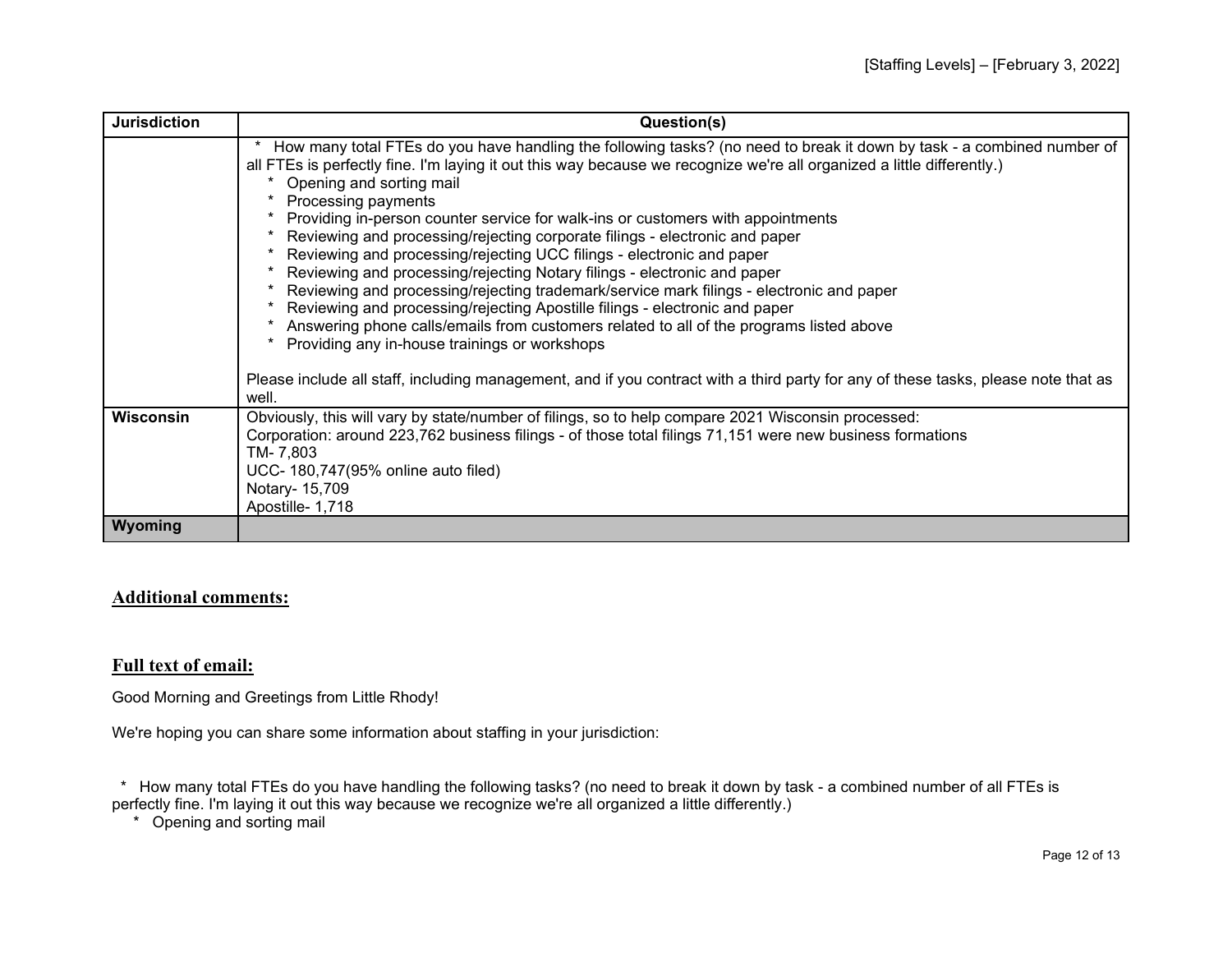| Jurisdiction | Question(s) |
| --- | --- |
| | * How many total FTEs do you have handling the following tasks? (no need to break it down by task - a combined number of all FTEs is perfectly fine. I'm laying it out this way because we recognize we're all organized a little differently.)<br>* Opening and sorting mail<br>* Processing payments<br>* Providing in-person counter service for walk-ins or customers with appointments<br>* Reviewing and processing/rejecting corporate filings - electronic and paper<br>* Reviewing and processing/rejecting UCC filings - electronic and paper<br>* Reviewing and processing/rejecting Notary filings - electronic and paper<br>* Reviewing and processing/rejecting trademark/service mark filings - electronic and paper<br>* Reviewing and processing/rejecting Apostille filings - electronic and paper<br>* Answering phone calls/emails from customers related to all of the programs listed above<br>* Providing any in-house trainings or workshops<br><br>Please include all staff, including management, and if you contract with a third party for any of these tasks, please note that as well. |
| **Wisconsin** | Obviously, this will vary by state/number of filings, so to help compare 2021 Wisconsin processed:<br>Corporation: around 223,762 business filings - of those total filings 71,151 were new business formations<br>TM- 7,803<br>UCC- 180,747(95% online auto filed)<br>Notary- 15,709<br>Apostille- 1,718 |
| **Wyoming** | |

## Additional comments:

## Full text of email:

Good Morning and Greetings from Little Rhody!

We're hoping you can share some information about staffing in your jurisdiction:

* How many total FTEs do you have handling the following tasks? (no need to break it down by task - a combined number of all FTEs is perfectly fine. I'm laying it out this way because we recognize we're all organized a little differently.)
    * Opening and sorting mail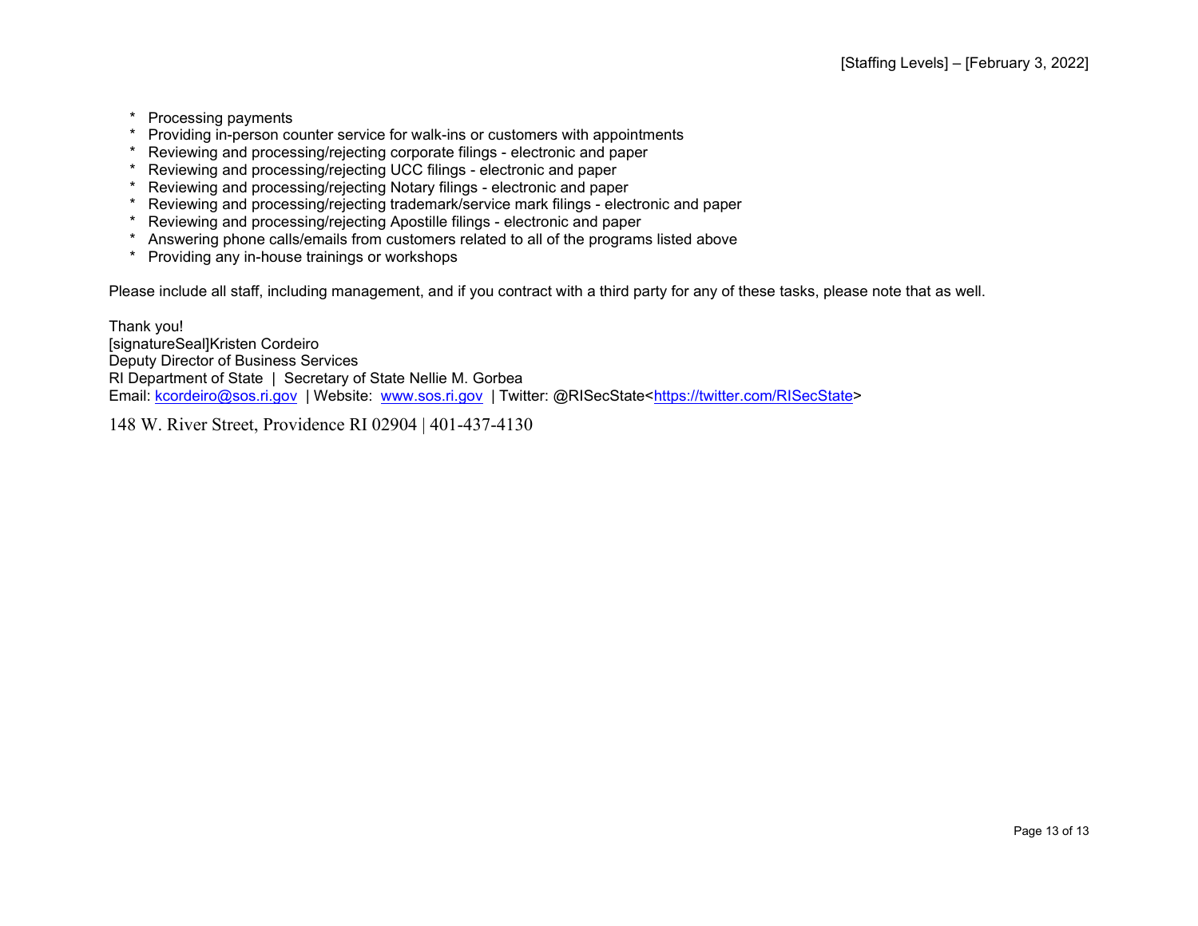* Processing payments
* Providing in-person counter service for walk-ins or customers with appointments
* Reviewing and processing/rejecting corporate filings - electronic and paper
* Reviewing and processing/rejecting UCC filings - electronic and paper
* Reviewing and processing/rejecting Notary filings - electronic and paper
* Reviewing and processing/rejecting trademark/service mark filings - electronic and paper
* Reviewing and processing/rejecting Apostille filings - electronic and paper
* Answering phone calls/emails from customers related to all of the programs listed above
* Providing any in-house trainings or workshops

Please include all staff, including management, and if you contract with a third party for any of these tasks, please note that as well.

Thank you!
[signatureSeal]Kristen Cordeiro
Deputy Director of Business Services
RI Department of State | Secretary of State Nellie M. Gorbea
Email: kcordeiro@sos.ri.gov | Website: www.sos.ri.gov | Twitter: @RISecState<https://twitter.com/RISecState>

148 W. River Street, Providence RI 02904 | 401-437-4130